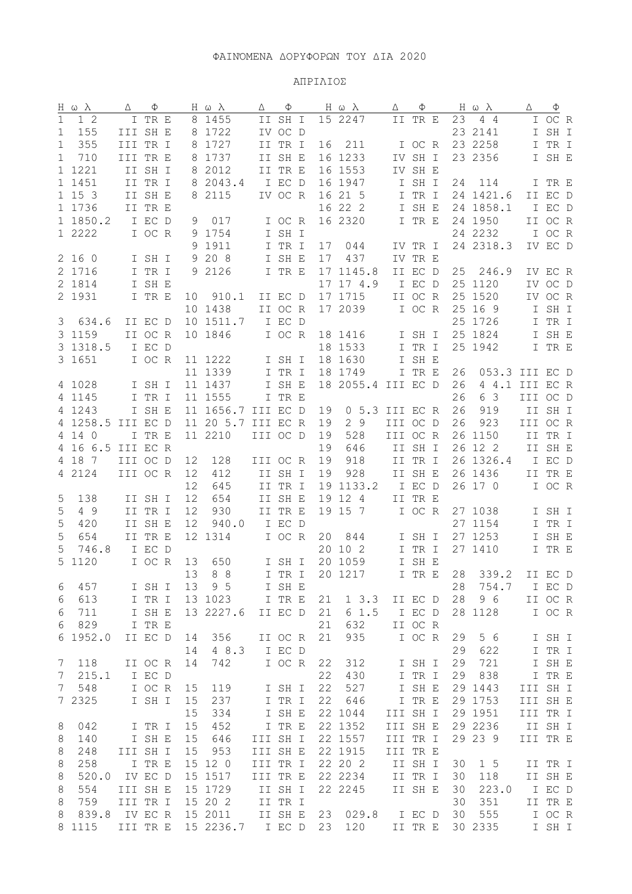# ΦΑΙΝΌΜΕΝΑ ΔΟΡΥΦΟΡΩΝ ΤΟΥ ΔΙΑ 2020

## ΑΠΡΙΛΙΟΣ

| H ω λ | Δ Φ | H ω λ | Δ Φ | H ω λ | Δ Φ | H ω λ | Δ Φ |
|---|---|---|---|---|---|---|---|
| 1 1 2 | I TR E | 8 1455 | II SH I | 15 2247 | II TR E | 23 4 4 | I OC R |
| 1 155 | III SH E | 8 1722 | IV OC D | | | 23 2141 | I SH I |
| 1 355 | III TR I | 8 1727 | II TR I | 16 211 | I OC R | 23 2258 | I TR I |
| 1 710 | III TR E | 8 1737 | II SH E | 16 1233 | IV SH I | 23 2356 | I SH E |
| 1 1221 | II SH I | 8 2012 | II TR E | 16 1553 | IV SH E | | |
| 1 1451 | II TR I | 8 2043.4 | I EC D | 16 1947 | I SH I | 24 114 | I TR E |
| 1 15 3 | II SH E | 8 2115 | IV OC R | 16 21 5 | I TR I | 24 1421.6 | II EC D |
| 1 1736 | II TR E | | | 16 22 2 | I SH E | 24 1858.1 | I EC D |
| 1 1850.2 | I EC D | 9 017 | I OC R | 16 2320 | I TR E | 24 1950 | II OC R |
| 1 2222 | I OC R | 9 1754 | I SH I | | | 24 2232 | I OC R |
| | | 9 1911 | I TR I | 17 044 | IV TR I | 24 2318.3 | IV EC D |
| 2 16 0 | I SH I | 9 20 8 | I SH E | 17 437 | IV TR E | | |
| 2 1716 | I TR I | 9 2126 | I TR E | 17 1145.8 | II EC D | 25 246.9 | IV EC R |
| 2 1814 | I SH E | | | 17 17 4.9 | I EC D | 25 1120 | IV OC D |
| 2 1931 | I TR E | 10 910.1 | II EC D | 17 1715 | II OC R | 25 1520 | IV OC R |
| | | 10 1438 | II OC R | 17 2039 | I OC R | 25 16 9 | I SH I |
| 3 634.6 | II EC D | 10 1511.7 | I EC D | | | 25 1726 | I TR I |
| 3 1159 | II OC R | 10 1846 | I OC R | 18 1416 | I SH I | 25 1824 | I SH E |
| 3 1318.5 | I EC D | | | 18 1533 | I TR I | 25 1942 | I TR E |
| 3 1651 | I OC R | 11 1222 | I SH I | 18 1630 | I SH E | | |
| | | 11 1339 | I TR I | 18 1749 | I TR E | 26 053.3 | III EC D |
| 4 1028 | I SH I | 11 1437 | I SH E | 18 2055.4 | III EC D | 26 4 4.1 | III EC R |
| 4 1145 | I TR I | 11 1555 | I TR E | | | 26 6 3 | III OC D |
| 4 1243 | I SH E | 11 1656.7 | III EC D | 19 0 5.3 | III EC R | 26 919 | II SH I |
| 4 1258.5 | III EC D | 11 20 5.7 | III EC R | 19 2 9 | III OC D | 26 923 | III OC R |
| 4 14 0 | I TR E | 11 2210 | III OC D | 19 528 | III OC R | 26 1150 | II TR I |
| 4 16 6.5 | III EC R | | | 19 646 | II SH I | 26 12 2 | II SH E |
| 4 18 7 | III OC D | 12 128 | III OC R | 19 918 | II TR I | 26 1326.4 | I EC D |
| 4 2124 | III OC R | 12 412 | II SH I | 19 928 | II SH E | 26 1436 | II TR E |
| | | 12 645 | II TR I | 19 1133.2 | I EC D | 26 17 0 | I OC R |
| 5 138 | II SH I | 12 654 | II SH E | 19 12 4 | II TR E | | |
| 5 4 9 | II TR I | 12 930 | II TR E | 19 15 7 | I OC R | 27 1038 | I SH I |
| 5 420 | II SH E | 12 940.0 | I EC D | | | 27 1154 | I TR I |
| 5 654 | II TR E | 12 1314 | I OC R | 20 844 | I SH I | 27 1253 | I SH E |
| 5 746.8 | I EC D | | | 20 10 2 | I TR I | 27 1410 | I TR E |
| 5 1120 | I OC R | 13 650 | I SH I | 20 1059 | I SH E | | |
| | | 13 8 8 | I TR I | 20 1217 | I TR E | 28 339.2 | II EC D |
| 6 457 | I SH I | 13 9 5 | I SH E | | | 28 754.7 | I EC D |
| 6 613 | I TR I | 13 1023 | I TR E | 21 1 3.3 | II EC D | 28 9 6 | II OC R |
| 6 711 | I SH E | 13 2227.6 | II EC D | 21 6 1.5 | I EC D | 28 1128 | I OC R |
| 6 829 | I TR E | | | 21 632 | II OC R | | |
| 6 1952.0 | II EC D | 14 356 | II OC R | 21 935 | I OC R | 29 5 6 | I SH I |
| | | 14 4 8.3 | I EC D | | | 29 622 | I TR I |
| 7 118 | II OC R | 14 742 | I OC R | 22 312 | I SH I | 29 721 | I SH E |
| 7 215.1 | I EC D | | | 22 430 | I TR I | 29 838 | I TR E |
| 7 548 | I OC R | 15 119 | I SH I | 22 527 | I SH E | 29 1443 | III SH I |
| 7 2325 | I SH I | 15 237 | I TR I | 22 646 | I TR E | 29 1753 | III SH E |
| | | 15 334 | I SH E | 22 1044 | III SH I | 29 1951 | III TR I |
| 8 042 | I TR I | 15 452 | I TR E | 22 1352 | III SH E | 29 2236 | II SH I |
| 8 140 | I SH E | 15 646 | III SH I | 22 1557 | III TR I | 29 23 9 | III TR E |
| 8 248 | III SH I | 15 953 | III SH E | 22 1915 | III TR E | | |
| 8 258 | I TR E | 15 12 0 | III TR I | 22 20 2 | II SH I | 30 1 5 | II TR I |
| 8 520.0 | IV EC D | 15 1517 | III TR E | 22 2234 | II TR I | 30 118 | II SH E |
| 8 554 | III SH E | 15 1729 | II SH I | 22 2245 | II SH E | 30 223.0 | I EC D |
| 8 759 | III TR I | 15 20 2 | II TR I | | | 30 351 | II TR E |
| 8 839.8 | IV EC R | 15 2011 | II SH E | 23 029.8 | I EC D | 30 555 | I OC R |
| 8 1115 | III TR E | 15 2236.7 | I EC D | 23 120 | II TR E | 30 2335 | I SH I |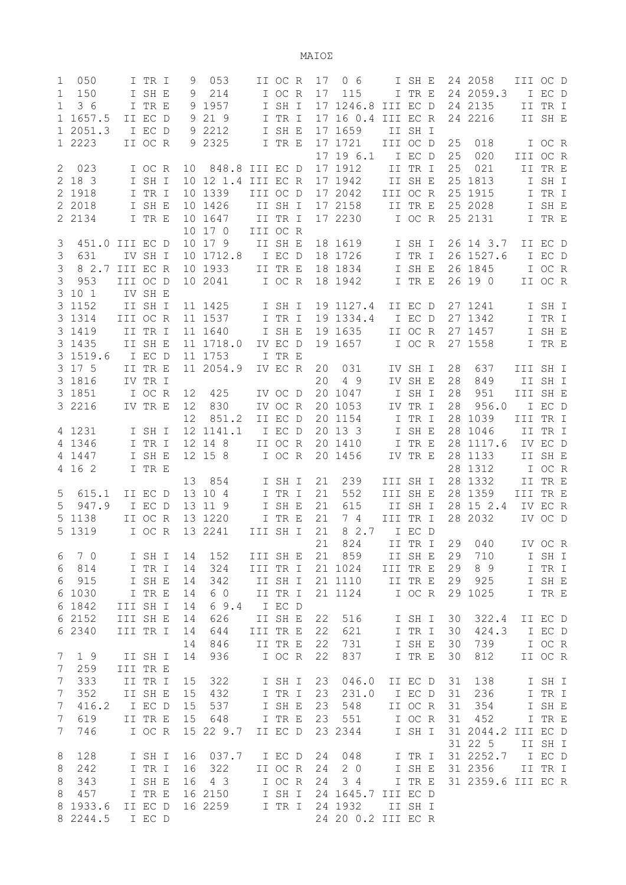# ΜΑΙΟΣ

```
1  050      I TR I   9  053     II OC R  17  0 6      I SH E  24 2058    III OC D
1  150      I SH E   9  214      I OC R  17  115      I TR E  24 2059.3   I EC D
1  3 6      I TR E   9 1957      I SH I  17 1246.8 III EC D  24 2135     II TR I
1 1657.5  II EC D   9 21 9      I TR I  17 16 0.4 III EC R  24 2216     II SH E
1 2051.3   I EC D   9 2212      I SH E  17 1659    II SH I
1 2223    II OC R   9 2325      I TR E  17 1721   III OC D  25  018      I OC R
                                         17 19 6.1   I EC D  25  020    III OC R
2  023     I OC R  10  848.8 III EC D  17 1912    II TR I  25  021     II TR E
2 18 3     I SH I  10 12 1.4 III EC R  17 1942    II SH E  25 1813      I SH I
2 1918     I TR I  10 1339   III OC D  17 2042   III OC R  25 1915      I TR I
2 2018     I SH E  10 1426    II SH I  17 2158    II TR E  25 2028      I SH E
2 2134     I TR E  10 1647    II TR I  17 2230     I OC R  25 2131      I TR E
                   10 17 0   III OC R
3  451.0 III EC D  10 17 9    II SH E  18 1619     I SH I  26 14 3.7  II EC D
3  631    IV SH I  10 1712.8   I EC D  18 1726     I TR I  26 1527.6   I EC D
3  8 2.7 III EC R  10 1933    II TR E  18 1834     I SH E  26 1845     I OC R
3  953   III OC D  10 2041     I OC R  18 1942     I TR E  26 19 0    II OC R
3 10 1    IV SH E
3 1152    II SH I  11 1425     I SH I  19 1127.4  II EC D  27 1241     I SH I
3 1314   III OC R  11 1537     I TR I  19 1334.4   I EC D  27 1342     I TR I
3 1419    II TR I  11 1640     I SH E  19 1635    II OC R  27 1457     I SH E
3 1435    II SH E  11 1718.0  IV EC D  19 1657     I OC R  27 1558     I TR E
3 1519.6   I EC D  11 1753     I TR E
3 17 5    II TR E  11 2054.9  IV EC R  20  031    IV SH I  28  637   III SH I
3 1816    IV TR I                      20  4 9    IV SH E  28  849    II SH I
3 1851     I OC R  12  425    IV OC D  20 1047     I SH I  28  951   III SH E
3 2216    IV TR E  12  830    IV OC R  20 1053    IV TR I  28  956.0   I EC D
                   12  851.2  II EC D  20 1154     I TR I  28 1039   III TR I
4 1231     I SH I  12 1141.1   I EC D  20 13 3     I SH E  28 1046    II TR I
4 1346     I TR I  12 14 8    II OC R  20 1410     I TR E  28 1117.6  IV EC D
4 1447     I SH E  12 15 8     I OC R  20 1456    IV TR E  28 1133    II SH E
4 16 2     I TR E                                          28 1312     I OC R
                   13  854     I SH I  21  239   III SH I  28 1332    II TR E
5  615.1  II EC D  13 10 4     I TR I  21  552   III SH E  28 1359   III TR E
5  947.9   I EC D  13 11 9     I SH E  21  615    II SH I  28 15 2.4  IV EC R
5 1138    II OC R  13 1220     I TR E  21  7 4   III TR I  28 2032    IV OC D
5 1319     I OC R  13 2241   III SH I  21  8 2.7   I EC D
                                       21  824    II TR I  29  040    IV OC R
6  7 0     I SH I  14  152   III SH E  21  859    II SH E  29  710     I SH I
6  814     I TR I  14  324   III TR I  21 1024   III TR E  29  8 9     I TR I
6  915     I SH E  14  342    II SH I  21 1110    II TR E  29  925     I SH E
6 1030     I TR E  14  6 0    II TR I  21 1124     I OC R  29 1025     I TR E
6 1842   III SH I  14  6 9.4   I EC D
6 2152   III SH E  14  626    II SH E  22  516     I SH I  30  322.4  II EC D
6 2340   III TR I  14  644   III TR E  22  621     I TR I  30  424.3   I EC D
                   14  846    II TR E  22  731     I SH E  30  739     I OC R
7  1 9    II SH I  14  936     I OC R  22  837     I TR E  30  812    II OC R
7  259   III TR E
7  333    II TR I  15  322     I SH I  23  046.0  II EC D  31  138     I SH I
7  352    II SH E  15  432     I TR I  23  231.0   I EC D  31  236     I TR I
7  416.2   I EC D  15  537     I SH E  23  548    II OC R  31  354     I SH E
7  619    II TR E  15  648     I TR E  23  551     I OC R  31  452     I TR E
7  746     I OC R  15 22 9.7  II EC D  23 2344     I SH I  31 2044.2 III EC D
                                                           31 22 5    II SH I
8  128     I SH I  16  037.7   I EC D  24  048     I TR I  31 2252.7   I EC D
8  242     I TR I  16  322    II OC R  24  2 0     I SH E  31 2356    II TR I
8  343     I SH E  16  4 3     I OC R  24  3 4     I TR E  31 2359.6 III EC R
8  457     I TR E  16 2150     I SH I  24 1645.7 III EC D
8 1933.6  II EC D  16 2259     I TR I  24 1932    II SH I
8 2244.5   I EC D                      24 20 0.2 III EC R
```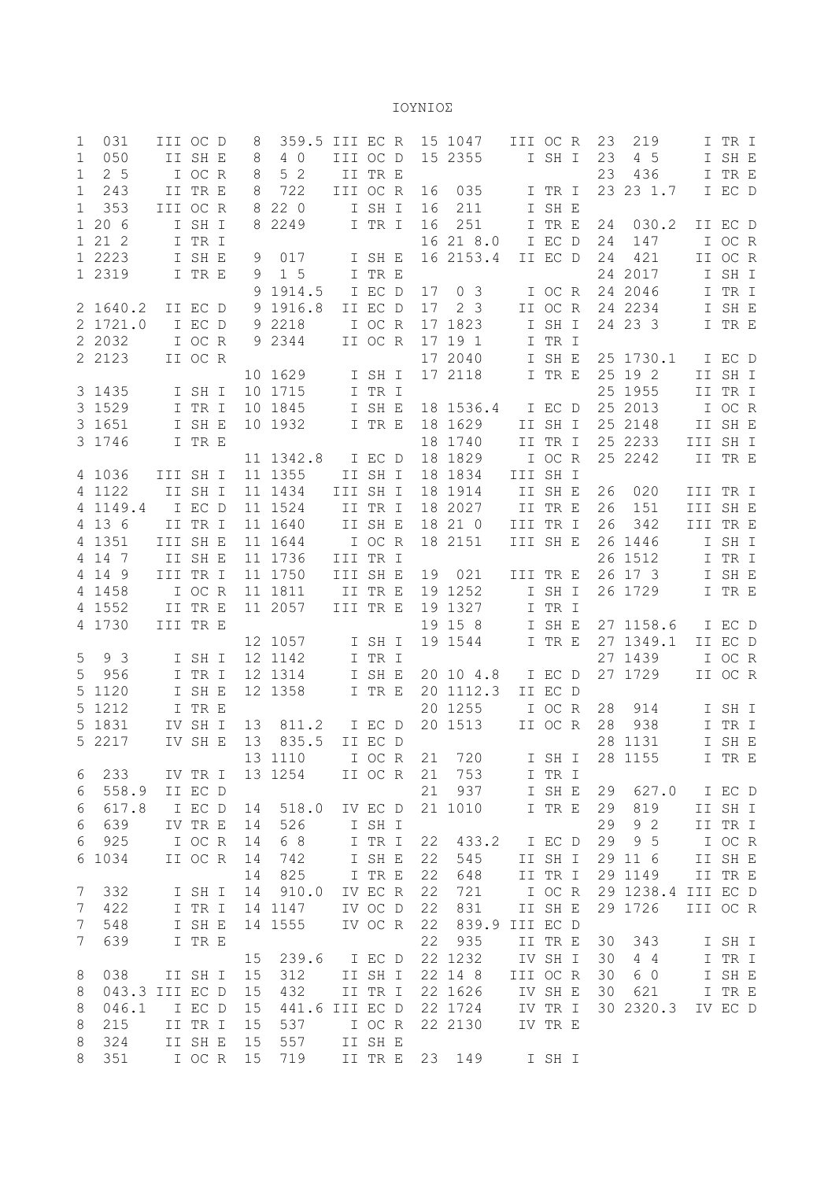# ΙΟΥΝΙΟΣ

```
 1  031    III OC D
 1  050     II SH E
 1  2 5      I OC R
 1  243     II TR E
 1  353    III OC R
 1 20 6      I SH I
 1 21 2      I TR I
 1 2223      I SH E
 1 2319      I TR E

 2 1640.2   II EC D
 2 1721.0    I EC D
 2 2032      I OC R
 2 2123     II OC R

 3 1435      I SH I
 3 1529      I TR I
 3 1651      I SH E
 3 1746      I TR E

 4 1036    III SH I
 4 1122     II SH I
 4 1149.4    I EC D
 4 13 6     II TR I
 4 1351    III SH E
 4 14 7     II SH E
 4 14 9    III TR I
 4 1458      I OC R
 4 1552     II TR E
 4 1730    III TR E

 5  9 3      I SH I
 5  956      I TR I
 5 1120      I SH E
 5 1212      I TR E
 5 1831     IV SH I
 5 2217     IV SH E

 6  233     IV TR I
 6  558.9   II EC D
 6  617.8    I EC D
 6  639     IV TR E
 6  925      I OC R
 6 1034     II OC R

 7  332      I SH I
 7  422      I TR I
 7  548      I SH E
 7  639      I TR E

 8  038     II SH I
 8  043.3  III EC D
 8  046.1    I EC D
 8  215     II TR I
 8  324     II SH E
 8  351      I OC R
 8  359.5  III EC R
 8  4 0    III OC D
 8  5 2     II TR E
 8  722    III OC R
 8 22 0      I SH I
 8 2249      I TR I

 9  017      I SH E
 9  1 5      I TR E
 9 1914.5    I EC D
 9 1916.8   II EC D
 9 2218      I OC R
 9 2344     II OC R

10 1629      I SH I
10 1715      I TR I
10 1845      I SH E
10 1932      I TR E

11 1342.8    I EC D
11 1355     II SH I
11 1434    III SH I
11 1524     II TR I
11 1640     II SH E
11 1644      I OC R
11 1736    III TR I
11 1750    III SH E
11 1811     II TR E
11 2057    III TR E

12 1057      I SH I
12 1142      I TR I
12 1314      I SH E
12 1358      I TR E

13  811.2    I EC D
13  835.5   II EC D
13 1110      I OC R
13 1254     II OC R

14  518.0   IV EC D
14  526      I SH I
14  6 8      I TR I
14  742      I SH E
14  825      I TR E
14  910.0   IV EC R
14 1147     IV OC D
14 1555     IV OC R

15  239.6    I EC D
15  312     II SH I
15  432     II TR I
15  441.6  III EC D
15  537      I OC R
15  557     II SH E
15  719     II TR E
15 1047    III OC R
15 2355      I SH I

16  035      I TR I
16  211      I SH E
16  251      I TR E
16 21 8.0    I EC D
16 2153.4   II EC D

17  0 3      I OC R
17  2 3     II OC R
17 1823      I SH I
17 19 1      I TR I
17 2040      I SH E
17 2118      I TR E

18 1536.4    I EC D
18 1629     II SH I
18 1740     II TR I
18 1829      I OC R
18 1834    III SH I
18 1914     II SH E
18 2027     II TR E
18 21 0    III TR I
18 2151    III SH E

19  021    III TR E
19 1252      I SH I
19 1327      I TR I
19 15 8      I SH E
19 1544      I TR E

20 10 4.8    I EC D
20 1112.3   II EC D
20 1255      I OC R
20 1513     II OC R

21  720      I SH I
21  753      I TR I
21  937      I SH E
21 1010      I TR E

22  433.2    I EC D
22  545     II SH I
22  648     II TR I
22  721      I OC R
22  831     II SH E
22  839.9  III EC D
22  935     II TR E
22 1232     IV SH I
22 14 8    III OC R
22 1626     IV SH E
22 1724     IV TR I
22 2130     IV TR E

23  149      I SH I
23  219      I TR I
23  4 5      I SH E
23  436      I TR E
23 23 1.7    I EC D

24  030.2   II EC D
24  147      I OC R
24  421     II OC R
24 2017      I SH I
24 2046      I TR I
24 2234      I SH E
24 23 3      I TR E

25 1730.1    I EC D
25 19 2     II SH I
25 1955     II TR I
25 2013      I OC R
25 2148     II SH E
25 2233    III SH I
25 2242     II TR E

26  020    III TR I
26  151    III SH E
26  342    III TR E
26 1446      I SH I
26 1512      I TR I
26 17 3      I SH E
26 1729      I TR E

27 1158.6    I EC D
27 1349.1   II EC D
27 1439      I OC R
27 1729     II OC R

28  914      I SH I
28  938      I TR I
28 1131      I SH E
28 1155      I TR E

29  627.0    I EC D
29  819     II SH I
29  9 2     II TR I
29  9 5      I OC R
29 11 6     II SH E
29 1149     II TR E
29 1238.4  III EC D
29 1726    III OC R

30  343      I SH I
30  4 4      I TR I
30  6 0      I SH E
30  621      I TR E
30 2320.3   IV EC D
```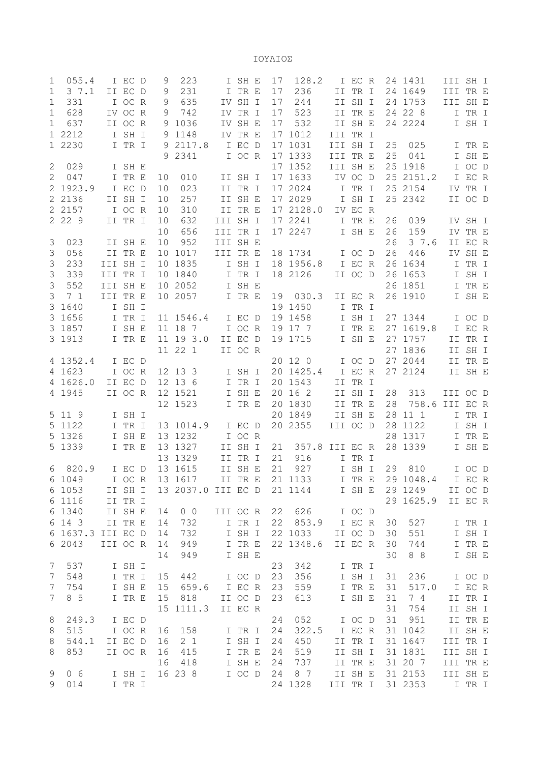# ΙΟΥΛΙΟΣ

```
1  055.4   I EC D   9  223     I SH E  17  128.2   I EC R  24 1431    III SH I
1  3 7.1  II EC D   9  231     I TR E  17  236    II TR I  24 1649    III TR E
1  331     I OC R   9  635    IV SH I  17  244    II SH I  24 1753    III SH E
1  628    IV OC R   9  742    IV TR I  17  523    II TR E  24 22 8      I TR I
1  637    II OC R   9 1036    IV SH E  17  532    II SH E  24 2224      I SH I
1 2212     I SH I   9 1148    IV TR E  17 1012   III TR I
1 2230     I TR I   9 2117.8   I EC D  17 1031   III SH I  25  025      I TR E
                    9 2341     I OC R  17 1333   III TR E  25  041      I SH E
2  029     I SH E                      17 1352   III SH E  25 1918      I OC D
2  047     I TR E  10  010    II SH I  17 1633    IV OC D  25 2151.2    I EC R
2 1923.9   I EC D  10  023    II TR I  17 2024     I TR I  25 2154     IV TR I
2 2136    II SH I  10  257    II SH E  17 2029     I SH I  25 2342     II OC D
2 2157     I OC R  10  310    II TR E  17 2128.0  IV EC R
2 22 9    II TR I  10  632   III SH I  17 2241     I TR E  26  039     IV SH I
                   10  656   III TR I  17 2247     I SH E  26  159     IV TR E
3  023    II SH E  10  952   III SH E                      26  3 7.6   II EC R
3  056    II TR E  10 1017   III TR E  18 1734     I OC D  26  446     IV SH E
3  233   III SH I  10 1835     I SH I  18 1956.8   I EC R  26 1634      I TR I
3  339   III TR I  10 1840     I TR I  18 2126    II OC D  26 1653      I SH I
3  552   III SH E  10 2052     I SH E                      26 1851      I TR E
3  7 1   III TR E  10 2057     I TR E  19  030.3  II EC R  26 1910      I SH E
3 1640     I SH I                      19 1450     I TR I
3 1656     I TR I  11 1546.4   I EC D  19 1458     I SH I  27 1344      I OC D
3 1857     I SH E  11 18 7     I OC R  19 17 7     I TR E  27 1619.8    I EC R
3 1913     I TR E  11 19 3.0  II EC D  19 1715     I SH E  27 1757     II TR I
                   11 22 1    II OC R                      27 1836     II SH I
4 1352.4   I EC D                      20 12 0     I OC D  27 2044     II TR E
4 1623     I OC R  12 13 3     I SH I  20 1425.4   I EC R  27 2124     II SH E
4 1626.0  II EC D  12 13 6     I TR I  20 1543    II TR I
4 1945    II OC R  12 1521     I SH E  20 16 2    II SH I  28  313    III OC D
                   12 1523     I TR E  20 1830    II TR E  28  758.6 III EC R
5 11 9     I SH I                      20 1849    II SH E  28 11 1      I TR I
5 1122     I TR I  13 1014.9   I EC D  20 2355   III OC D  28 1122      I SH I
5 1326     I SH E  13 1232     I OC R                      28 1317      I TR E
5 1339     I TR E  13 1327    II SH I  21  357.8 III EC R  28 1339      I SH E
                   13 1329    II TR I  21  916     I TR I
6  820.9   I EC D  13 1615    II SH E  21  927     I SH I  29  810      I OC D
6 1049     I OC R  13 1617    II TR E  21 1133     I TR E  29 1048.4    I EC R
6 1053    II SH I  13 2037.0 III EC D  21 1144     I SH E  29 1249     II OC D
6 1116    II TR I                                          29 1625.9   II EC R
6 1340    II SH E  14  0 0   III OC R  22  626     I OC D
6 14 3    II TR E  14  732     I TR I  22  853.9   I EC R  30  527      I TR I
6 1637.3 III EC D  14  732     I SH I  22 1033    II OC D  30  551      I SH I
6 2043   III OC R  14  949     I TR E  22 1348.6  II EC R  30  744      I TR E
                   14  949     I SH E                      30  8 8      I SH E
7  537     I SH I                      23  342     I TR I
7  548     I TR I  15  442     I OC D  23  356     I SH I  31  236      I OC D
7  754     I SH E  15  659.6   I EC R  23  559     I TR E  31  517.0    I EC R
7  8 5     I TR E  15  818    II OC D  23  613     I SH E  31  7 4     II TR I
                   15 1111.3  II EC R                      31  754     II SH I
8  249.3   I EC D                      24  052     I OC D  31  951     II TR E
8  515     I OC R  16  158     I TR I  24  322.5   I EC R  31 1042     II SH E
8  544.1  II EC D  16  2 1     I SH I  24  450    II TR I  31 1647    III TR I
8  853    II OC R  16  415     I TR E  24  519    II SH I  31 1831    III SH I
                   16  418     I SH E  24  737    II TR E  31 20 7    III TR E
9  0 6     I SH I  16 23 8     I OC D  24  8 7    II SH E  31 2153    III SH E
9  014     I TR I                      24 1328   III TR I  31 2353      I TR I
```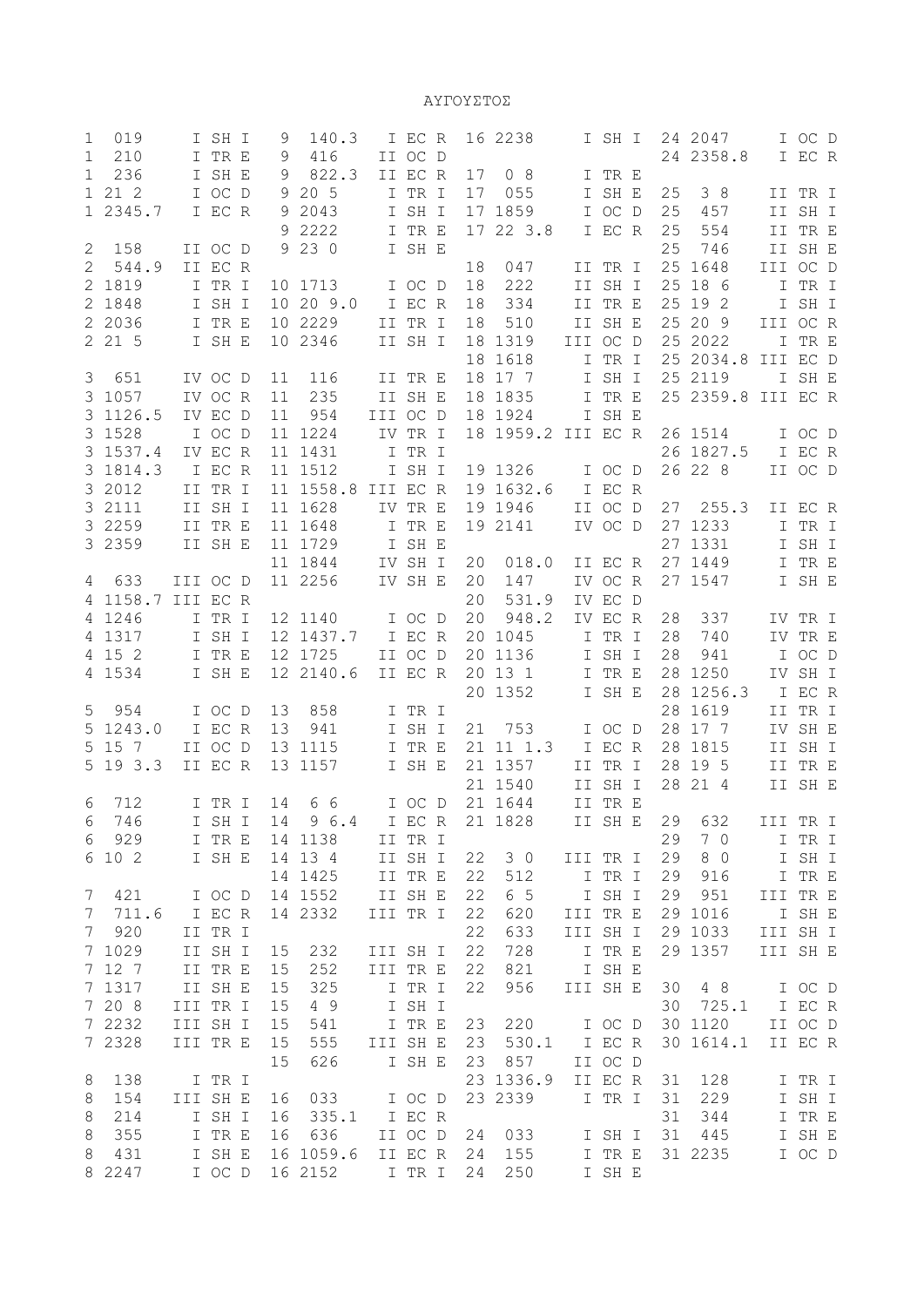# ΑΥΓΟΥΣΤΟΣ

```
1  019      I SH I   9  140.3   I EC R  16 2238     I SH I  24 2047     I OC D
1  210      I TR E   9  416    II OC D                      24 2358.8   I EC R
1  236      I SH E   9  822.3  II EC R  17  0 8     I TR E
1 21 2      I OC D   9 20 5     I TR I  17  055     I SH E  25  3 8    II TR I
1 2345.7    I EC R   9 2043     I SH I  17 1859     I OC D  25  457    II SH I
                     9 2222     I TR E  17 22 3.8   I EC R  25  554    II TR E
2  158     II OC D   9 23 0     I SH E                      25  746    II SH E
2  544.9   II EC R                      18  047    II TR I  25 1648   III OC D
2 1819      I TR I  10 1713     I OC D  18  222    II SH I  25 18 6     I TR I
2 1848      I SH I  10 20 9.0   I EC R  18  334    II TR E  25 19 2     I SH I
2 2036      I TR E  10 2229    II TR I  18  510    II SH E  25 20 9   III OC R
2 21 5      I SH E  10 2346    II SH I  18 1319   III OC D  25 2022     I TR E
                                        18 1618     I TR I  25 2034.8 III EC D
3  651     IV OC D  11  116    II TR E  18 17 7     I SH I  25 2119     I SH E
3 1057     IV OC R  11  235    II SH E  18 1835     I TR E  25 2359.8 III EC R
3 1126.5   IV EC D  11  954   III OC D  18 1924     I SH E
3 1528      I OC D  11 1224    IV TR I  18 1959.2 III EC R  26 1514     I OC D
3 1537.4   IV EC R  11 1431     I TR I                      26 1827.5   I EC R
3 1814.3    I EC R  11 1512     I SH I  19 1326     I OC D  26 22 8    II OC D
3 2012     II TR I  11 1558.8 III EC R  19 1632.6   I EC R
3 2111     II SH I  11 1628    IV TR E  19 1946    II OC D  27  255.3  II EC R
3 2259     II TR E  11 1648     I TR E  19 2141    IV OC D  27 1233     I TR I
3 2359     II SH E  11 1729     I SH E                      27 1331     I SH I
                    11 1844    IV SH I  20  018.0  II EC R  27 1449     I TR E
4  633    III OC D  11 2256    IV SH E  20  147    IV OC R  27 1547     I SH E
4 1158.7  III EC R                      20  531.9  IV EC D
4 1246      I TR I  12 1140     I OC D  20  948.2  IV EC R  28  337    IV TR I
4 1317      I SH I  12 1437.7   I EC R  20 1045     I TR I  28  740    IV TR E
4 15 2      I TR E  12 1725    II OC D  20 1136     I SH I  28  941     I OC D
4 1534      I SH E  12 2140.6  II EC R  20 13 1     I TR E  28 1250    IV SH I
                                        20 1352     I SH E  28 1256.3   I EC R
5  954      I OC D  13  858     I TR I                      28 1619    II TR I
5 1243.0    I EC R  13  941     I SH I  21  753     I OC D  28 17 7    IV SH E
5 15 7     II OC D  13 1115     I TR E  21 11 1.3   I EC R  28 1815    II SH I
5 19 3.3   II EC R  13 1157     I SH E  21 1357    II TR I  28 19 5    II TR E
                                        21 1540    II SH I  28 21 4    II SH E
6  712      I TR I  14  6 6     I OC D  21 1644    II TR E
6  746      I SH I  14  9 6.4   I EC R  21 1828    II SH E  29  632   III TR I
6  929      I TR E  14 1138    II TR I                      29  7 0     I TR I
6 10 2      I SH E  14 13 4    II SH I  22  3 0   III TR I  29  8 0     I SH I
                    14 1425    II TR E  22  512     I TR I  29  916     I TR E
7  421      I OC D  14 1552    II SH E  22  6 5     I SH I  29  951   III TR E
7  711.6    I EC R  14 2332   III TR I  22  620   III TR E  29 1016     I SH E
7  920     II TR I                      22  633   III SH I  29 1033   III SH I
7 1029     II SH I  15  232   III SH I  22  728     I TR E  29 1357   III SH E
7 12 7     II TR E  15  252   III TR E  22  821     I SH E
7 1317     II SH E  15  325     I TR I  22  956   III SH E  30  4 8     I OC D
7 20 8    III TR I  15  4 9     I SH I                      30  725.1   I EC R
7 2232    III SH I  15  541     I TR E  23  220     I OC D  30 1120    II OC D
7 2328    III TR E  15  555   III SH E  23  530.1   I EC R  30 1614.1  II EC R
                    15  626     I SH E  23  857    II OC D
8  138      I TR I                      23 1336.9  II EC R  31  128     I TR I
8  154    III SH E  16  033     I OC D  23 2339     I TR I  31  229     I SH I
8  214      I SH I  16  335.1   I EC R                      31  344     I TR E
8  355      I TR E  16  636    II OC D  24  033     I SH I  31  445     I SH E
8  431      I SH E  16 1059.6  II EC R  24  155     I TR E  31 2235     I OC D
8 2247      I OC D  16 2152     I TR I  24  250     I SH E
```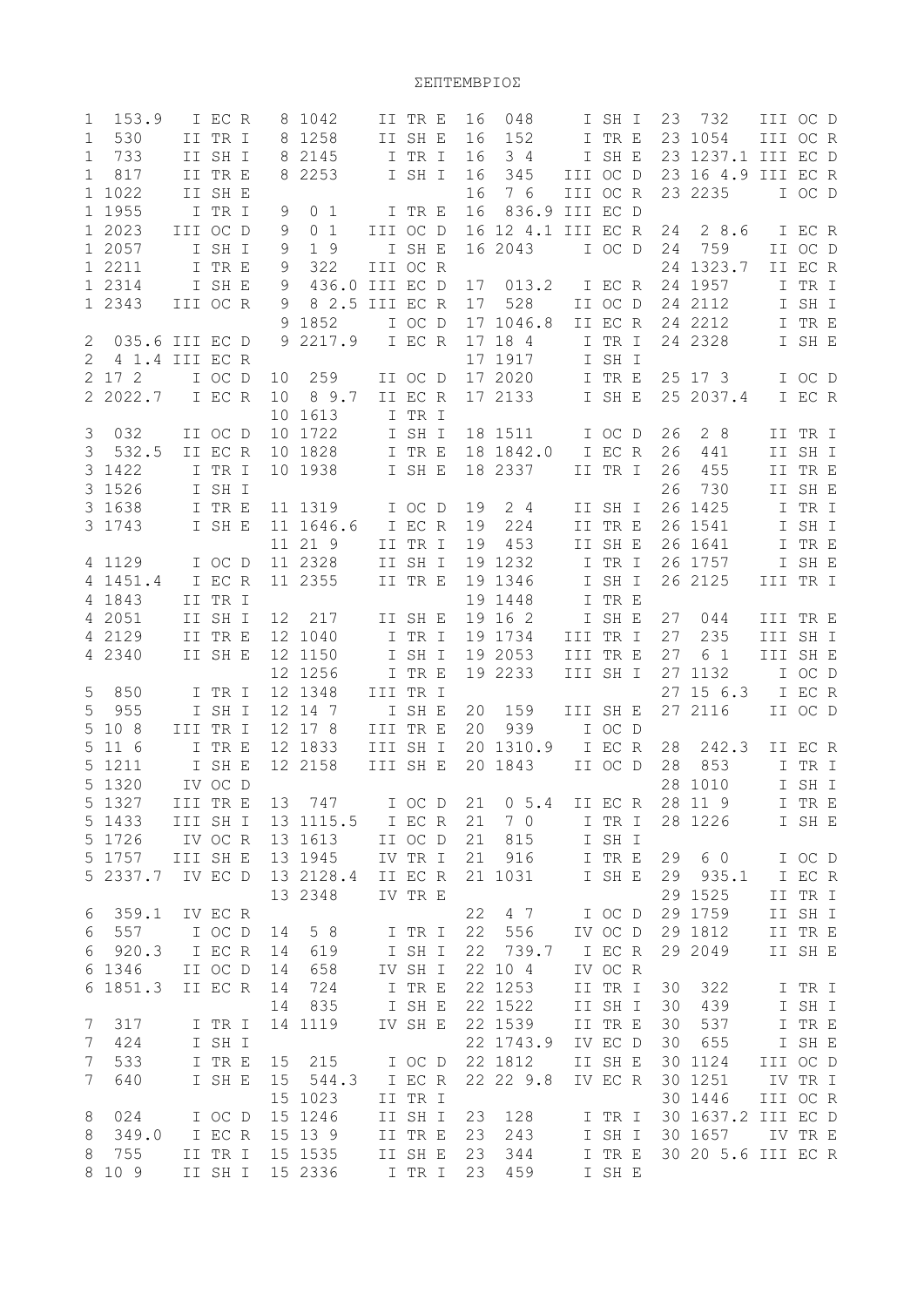# ΣΕΠΤΕΜΒΡΙΟΣ

```
1  153.9   I EC R   8 1042    II TR E  16  048     I SH I  23  732    III OC D
1  530    II TR I   8 1258    II SH E  16  152     I TR E  23 1054    III OC R
1  733    II SH I   8 2145     I TR I  16  3 4     I SH E  23 1237.1 III EC D
1  817    II TR E   8 2253     I SH I  16  345   III OC D  23 16 4.9 III EC R
1 1022    II SH E                      16  7 6   III OC R  23 2235     I OC D
1 1955     I TR I   9  0 1     I TR E  16  836.9 III EC D
1 2023   III OC D   9  0 1   III OC D  16 12 4.1 III EC R  24  2 8.6   I EC R
1 2057     I SH I   9  1 9     I SH E  16 2043     I OC D  24  759    II OC D
1 2211     I TR E   9  322   III OC R                      24 1323.7  II EC R
1 2314     I SH E   9  436.0 III EC D  17  013.2   I EC R  24 1957     I TR I
1 2343   III OC R   9  8 2.5 III EC R  17  528    II OC D  24 2112     I SH I
                    9 1852     I OC D  17 1046.8  II EC R  24 2212     I TR E
2  035.6 III EC D   9 2217.9   I EC R  17 18 4     I TR I  24 2328     I SH E
2  4 1.4 III EC R                      17 1917     I SH I
2 17 2     I OC D  10  259    II OC D  17 2020     I TR E  25 17 3     I OC D
2 2022.7   I EC R  10  8 9.7  II EC R  17 2133     I SH E  25 2037.4   I EC R
                   10 1613     I TR I
3  032    II OC D  10 1722     I SH I  18 1511     I OC D  26  2 8    II TR I
3  532.5  II EC R  10 1828     I TR E  18 1842.0   I EC R  26  441    II SH I
3 1422     I TR I  10 1938     I SH E  18 2337    II TR I  26  455    II TR E
3 1526     I SH I                                          26  730    II SH E
3 1638     I TR E  11 1319     I OC D  19  2 4    II SH I  26 1425     I TR I
3 1743     I SH E  11 1646.6   I EC R  19  224    II TR E  26 1541     I SH I
                   11 21 9    II TR I  19  453    II SH E  26 1641     I TR E
4 1129     I OC D  11 2328    II SH I  19 1232     I TR I  26 1757     I SH E
4 1451.4   I EC R  11 2355    II TR E  19 1346     I SH I  26 2125   III TR I
4 1843    II TR I                      19 1448     I TR E
4 2051    II SH I  12  217    II SH E  19 16 2     I SH E  27  044   III TR E
4 2129    II TR E  12 1040     I TR I  19 1734   III TR I  27  235   III SH I
4 2340    II SH E  12 1150     I SH I  19 2053   III TR E  27  6 1   III SH E
                   12 1256     I TR E  19 2233   III SH I  27 1132     I OC D
5  850     I TR I  12 1348   III TR I                      27 15 6.3   I EC R
5  955     I SH I  12 14 7     I SH E  20  159   III SH E  27 2116    II OC D
5 10 8   III TR I  12 17 8   III TR E  20  939     I OC D
5 11 6     I TR E  12 1833   III SH I  20 1310.9   I EC R  28  242.3  II EC R
5 1211     I SH E  12 2158   III SH E  20 1843    II OC D  28  853     I TR I
5 1320    IV OC D                                          28 1010     I SH I
5 1327   III TR E  13  747     I OC D  21  0 5.4  II EC R  28 11 9     I TR E
5 1433   III SH I  13 1115.5   I EC R  21  7 0     I TR I  28 1226     I SH E
5 1726    IV OC R  13 1613    II OC D  21  815     I SH I
5 1757   III SH E  13 1945    IV TR I  21  916     I TR E  29  6 0     I OC D
5 2337.7  IV EC D  13 2128.4  II EC R  21 1031     I SH E  29  935.1   I EC R
                   13 2348    IV TR E                      29 1525    II TR I
6  359.1  IV EC R                      22  4 7     I OC D  29 1759    II SH I
6  557     I OC D  14  5 8     I TR I  22  556    IV OC D  29 1812    II TR E
6  920.3   I EC R  14  619     I SH I  22  739.7   I EC R  29 2049    II SH E
6 1346    II OC D  14  658    IV SH I  22 10 4    IV OC R
6 1851.3  II EC R  14  724     I TR E  22 1253    II TR I  30  322     I TR I
                   14  835     I SH E  22 1522    II SH I  30  439     I SH I
7  317     I TR I  14 1119    IV SH E  22 1539    II TR E  30  537     I TR E
7  424     I SH I                      22 1743.9  IV EC D  30  655     I SH E
7  533     I TR E  15  215     I OC D  22 1812    II SH E  30 1124   III OC D
7  640     I SH E  15  544.3   I EC R  22 22 9.8  IV EC R  30 1251    IV TR I
                   15 1023    II TR I                      30 1446   III OC R
8  024     I OC D  15 1246    II SH I  23  128     I TR I  30 1637.2 III EC D
8  349.0   I EC R  15 13 9    II TR E  23  243     I SH I  30 1657    IV TR E
8  755    II TR I  15 1535    II SH E  23  344     I TR E  30 20 5.6 III EC R
8 10 9    II SH I  15 2336     I TR I  23  459     I SH E
```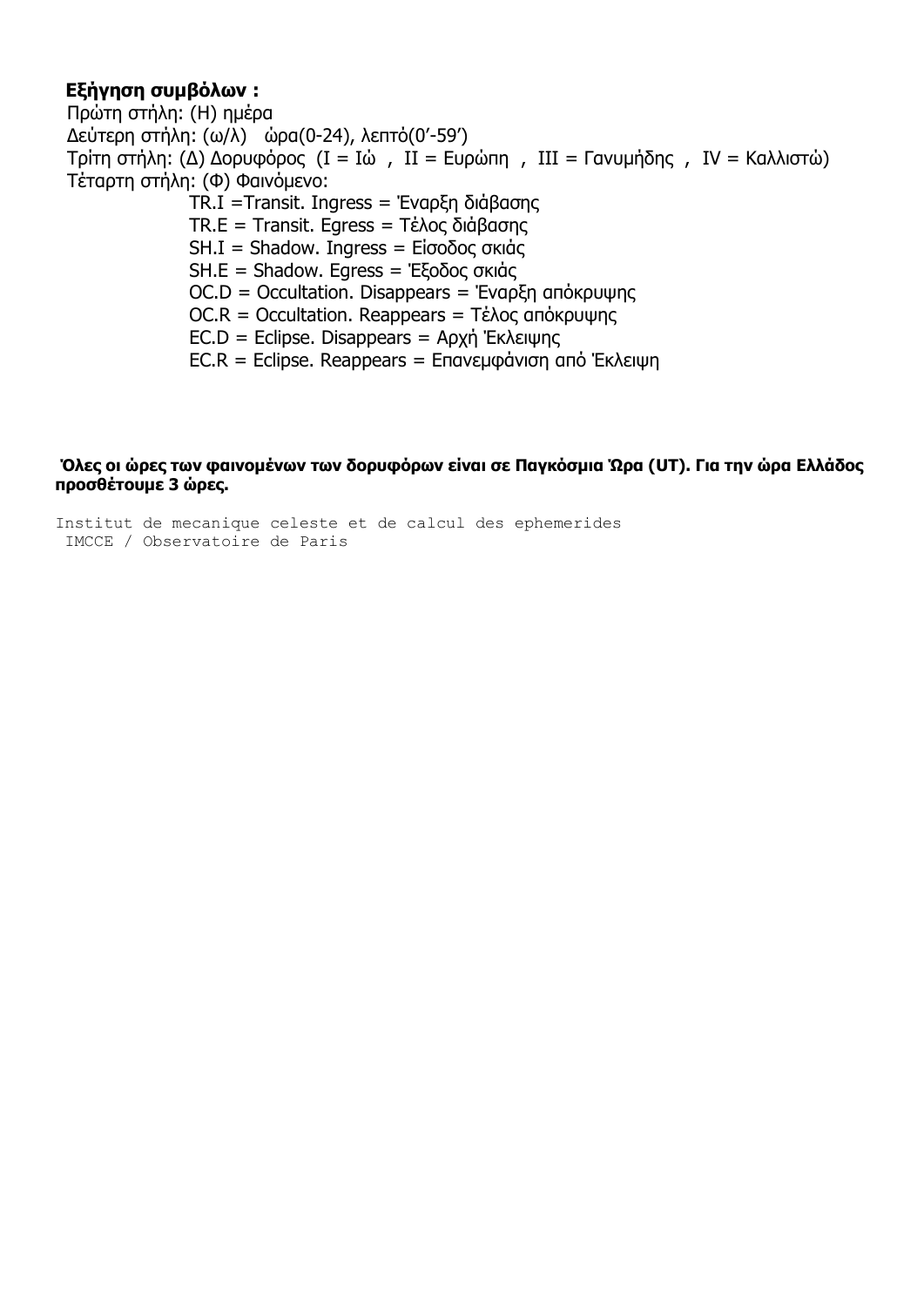**Εξήγηση συμβόλων :**

Πρώτη στήλη: (Η) ημέρα

Δεύτερη στήλη: (ω/λ)   ώρα(0-24), λεπτό(0'-59')

Τρίτη στήλη: (Δ) Δορυφόρος  (I = Ιώ  , II = Ευρώπη  , III = Γανυμήδης  , IV = Καλλιστώ)

Τέταρτη στήλη: (Φ) Φαινόμενο:

- TR.I =Transit. Ingress = Έναρξη διάβασης
- TR.E = Transit. Egress = Τέλος διάβασης
- SH.I = Shadow. Ingress = Είσοδος σκιάς
- SH.E = Shadow. Egress = Έξοδος σκιάς
- OC.D = Occultation. Disappears = Έναρξη απόκρυψης
- OC.R = Occultation. Reappears = Τέλος απόκρυψης
- EC.D = Eclipse. Disappears = Αρχή Έκλειψης
- EC.R = Eclipse. Reappears = Επανεμφάνιση από Έκλειψη

**Όλες οι ώρες των φαινομένων των δορυφόρων είναι σε Παγκόσμια Ώρα (UT). Για την ώρα Ελλάδος προσθέτουμε 3 ώρες.**

```
Institut de mecanique celeste et de calcul des ephemerides
 IMCCE / Observatoire de Paris
```